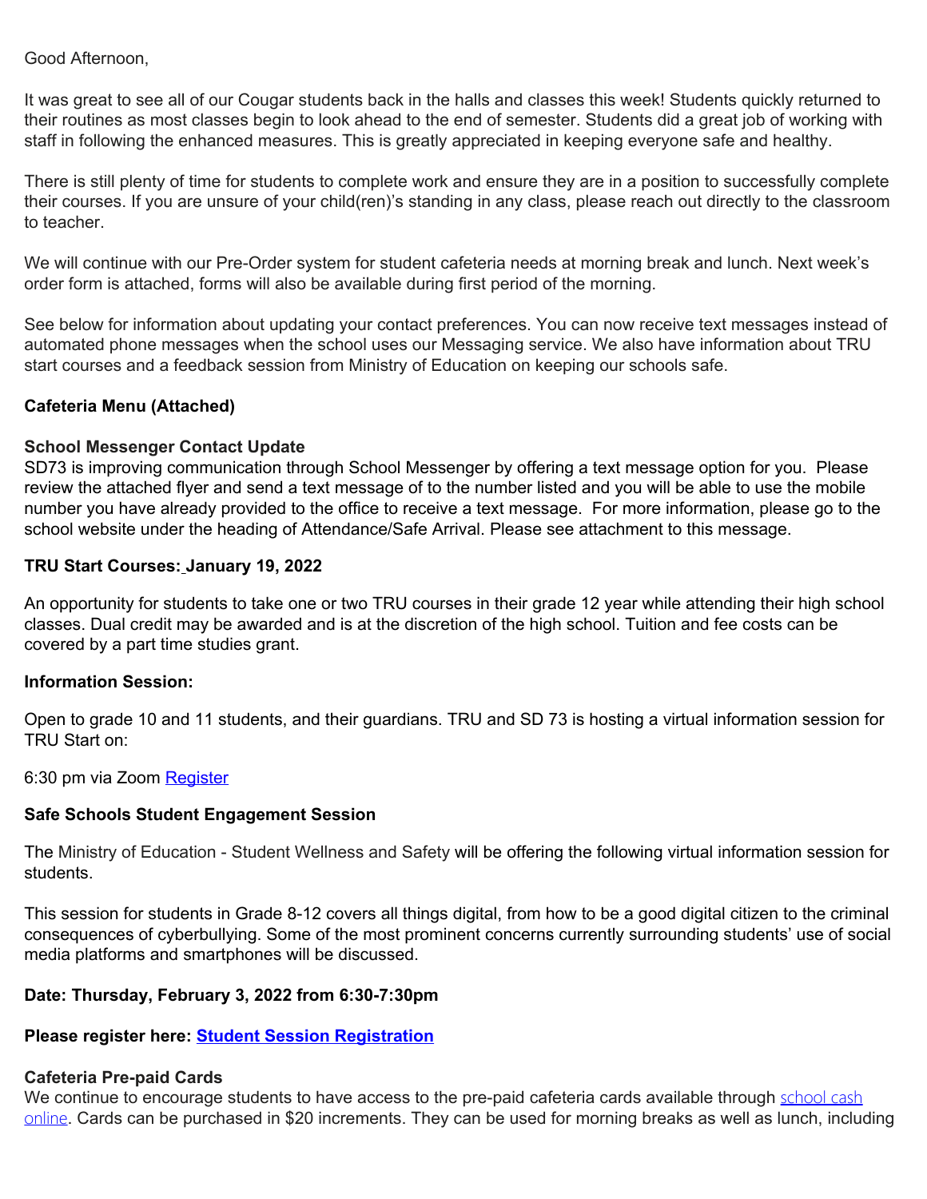Good Afternoon,

It was great to see all of our Cougar students back in the halls and classes this week! Students quickly returned to their routines as most classes begin to look ahead to the end of semester. Students did a great job of working with staff in following the enhanced measures. This is greatly appreciated in keeping everyone safe and healthy.

There is still plenty of time for students to complete work and ensure they are in a position to successfully complete their courses. If you are unsure of your child(ren)'s standing in any class, please reach out directly to the classroom to teacher.

We will continue with our Pre-Order system for student cafeteria needs at morning break and lunch. Next week's order form is attached, forms will also be available during first period of the morning.

See below for information about updating your contact preferences. You can now receive text messages instead of automated phone messages when the school uses our Messaging service. We also have information about TRU start courses and a feedback session from Ministry of Education on keeping our schools safe.

**Cafeteria Menu (Attached)**

**School Messenger Contact Update**
SD73 is improving communication through School Messenger by offering a text message option for you. Please review the attached flyer and send a text message of to the number listed and you will be able to use the mobile number you have already provided to the office to receive a text message. For more information, please go to the school website under the heading of Attendance/Safe Arrival. Please see attachment to this message.

**TRU Start Courses: January 19, 2022**

An opportunity for students to take one or two TRU courses in their grade 12 year while attending their high school classes. Dual credit may be awarded and is at the discretion of the high school. Tuition and fee costs can be covered by a part time studies grant.

**Information Session:**

Open to grade 10 and 11 students, and their guardians. TRU and SD 73 is hosting a virtual information session for TRU Start on:

6:30 pm via Zoom Register

**Safe Schools Student Engagement Session**

The Ministry of Education - Student Wellness and Safety will be offering the following virtual information session for students.

This session for students in Grade 8-12 covers all things digital, from how to be a good digital citizen to the criminal consequences of cyberbullying. Some of the most prominent concerns currently surrounding students' use of social media platforms and smartphones will be discussed.

**Date: Thursday, February 3, 2022 from 6:30-7:30pm**

**Please register here: Student Session Registration**

**Cafeteria Pre-paid Cards**
We continue to encourage students to have access to the pre-paid cafeteria cards available through school cash online. Cards can be purchased in $20 increments. They can be used for morning breaks as well as lunch, including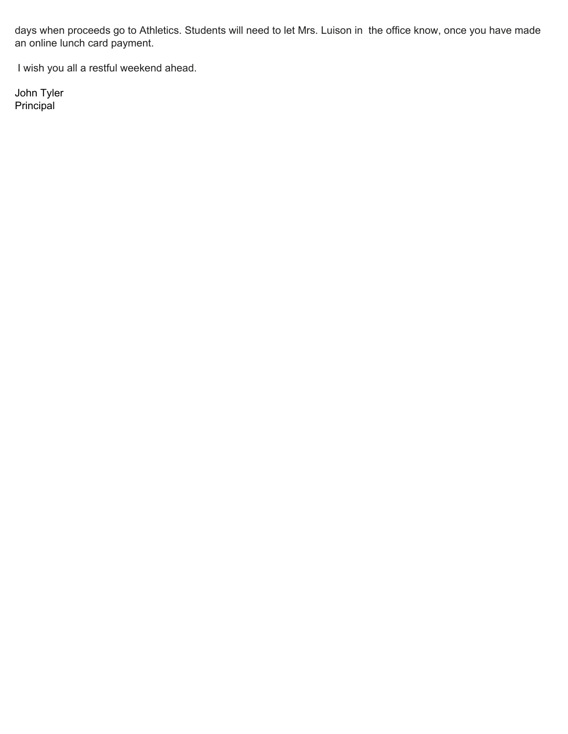days when proceeds go to Athletics. Students will need to let Mrs. Luison in the office know, once you have made an online lunch card payment.

I wish you all a restful weekend ahead.

John Tyler
Principal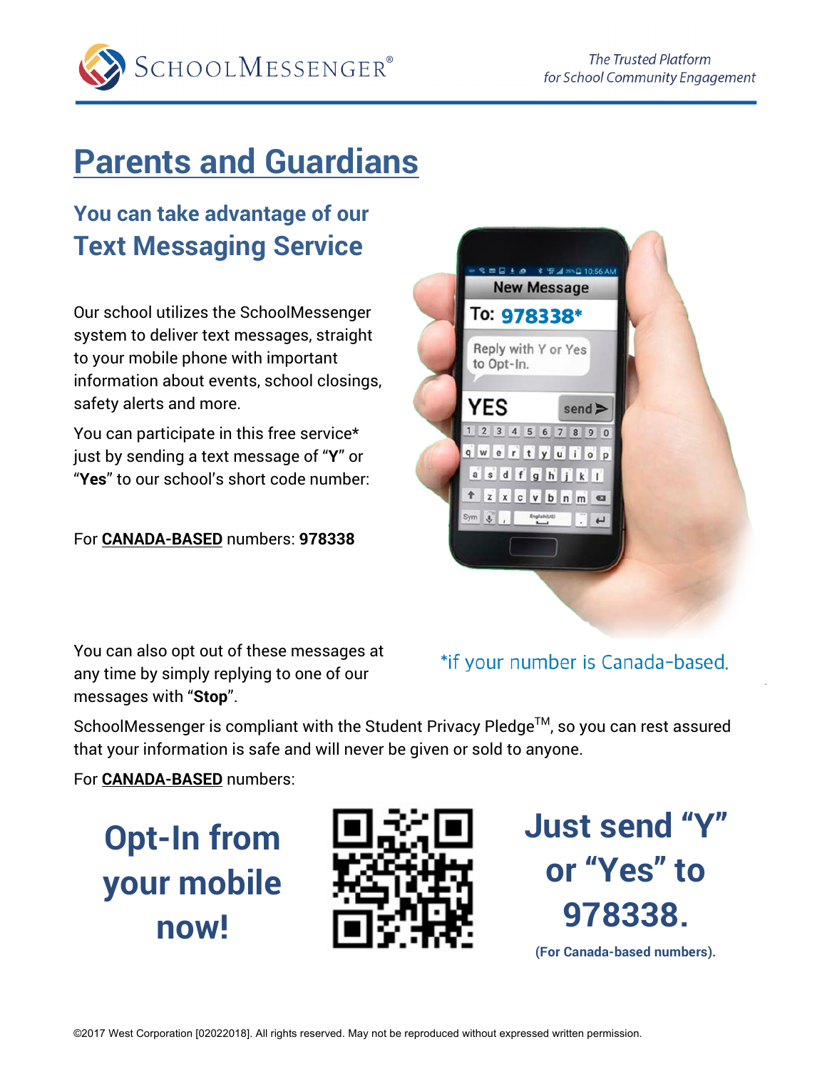SchoolMessenger®

*The Trusted Platform for School Community Engagement*

# Parents and Guardians

## You can take advantage of our Text Messaging Service

Our school utilizes the SchoolMessenger system to deliver text messages, straight to your mobile phone with important information about events, school closings, safety alerts and more.

You can participate in this free service* just by sending a text message of "**Y**" or "**Yes**" to our school's short code number:

For **CANADA-BASED** numbers: **978338**

You can also opt out of these messages at any time by simply replying to one of our messages with "**Stop**".

*if your number is Canada-based.

SchoolMessenger is compliant with the Student Privacy Pledge™, so you can rest assured that your information is safe and will never be given or sold to anyone.

For **CANADA-BASED** numbers:

## Opt-In from your mobile now!

## Just send "Y" or "Yes" to 978338.

**(For Canada-based numbers).**

©2017 West Corporation [02022018]. All rights reserved. May not be reproduced without expressed written permission.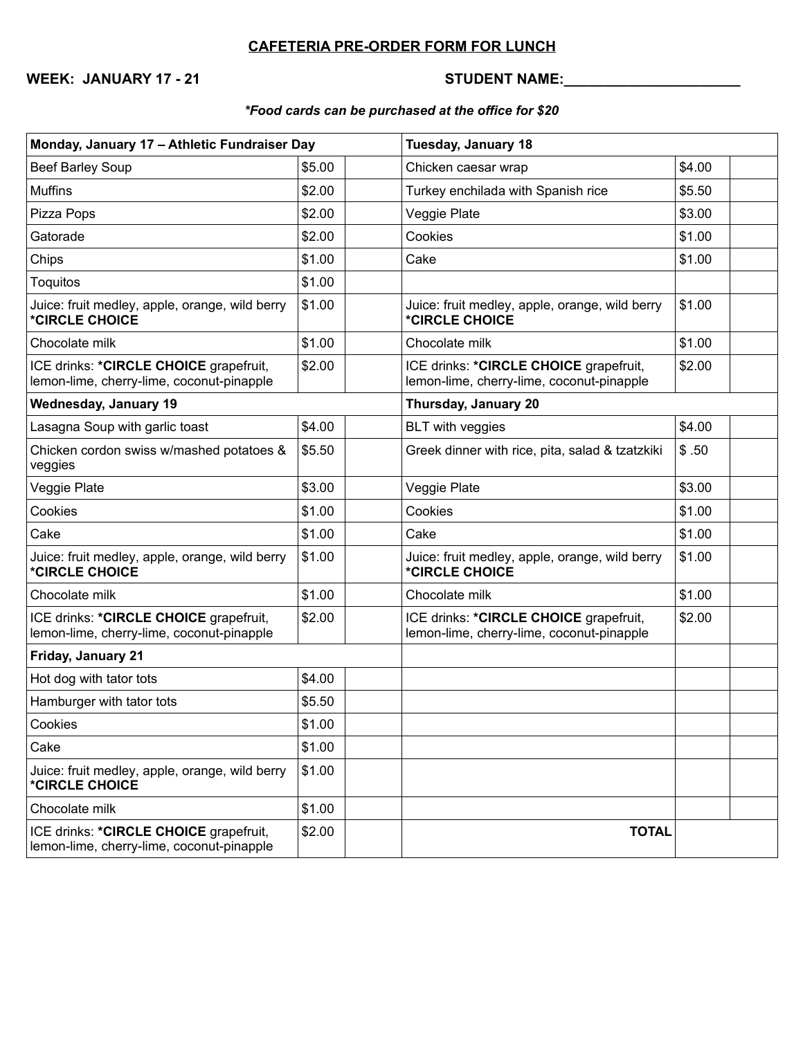## CAFETERIA PRE-ORDER FORM FOR LUNCH

**WEEK: JANUARY 17 - 21** **STUDENT NAME:______________________**

***Food cards can be purchased at the office for $20***

| **Monday, January 17 – Athletic Fundraiser Day** | | | **Tuesday, January 18** | | |
|---|---|---|---|---|---|
| Beef Barley Soup | $5.00 | | Chicken caesar wrap | $4.00 | |
| Muffins | $2.00 | | Turkey enchilada with Spanish rice | $5.50 | |
| Pizza Pops | $2.00 | | Veggie Plate | $3.00 | |
| Gatorade | $2.00 | | Cookies | $1.00 | |
| Chips | $1.00 | | Cake | $1.00 | |
| Toquitos | $1.00 | | | | |
| Juice: fruit medley, apple, orange, wild berry **\*CIRCLE CHOICE** | $1.00 | | Juice: fruit medley, apple, orange, wild berry **\*CIRCLE CHOICE** | $1.00 | |
| Chocolate milk | $1.00 | | Chocolate milk | $1.00 | |
| ICE drinks: **\*CIRCLE CHOICE** grapefruit, lemon-lime, cherry-lime, coconut-pinapple | $2.00 | | ICE drinks: **\*CIRCLE CHOICE** grapefruit, lemon-lime, cherry-lime, coconut-pinapple | $2.00 | |
| **Wednesday, January 19** | | | **Thursday, January 20** | | |
| Lasagna Soup with garlic toast | $4.00 | | BLT with veggies | $4.00 | |
| Chicken cordon swiss w/mashed potatoes & veggies | $5.50 | | Greek dinner with rice, pita, salad & tzatzkiki | $ .50 | |
| Veggie Plate | $3.00 | | Veggie Plate | $3.00 | |
| Cookies | $1.00 | | Cookies | $1.00 | |
| Cake | $1.00 | | Cake | $1.00 | |
| Juice: fruit medley, apple, orange, wild berry **\*CIRCLE CHOICE** | $1.00 | | Juice: fruit medley, apple, orange, wild berry **\*CIRCLE CHOICE** | $1.00 | |
| Chocolate milk | $1.00 | | Chocolate milk | $1.00 | |
| ICE drinks: **\*CIRCLE CHOICE** grapefruit, lemon-lime, cherry-lime, coconut-pinapple | $2.00 | | ICE drinks: **\*CIRCLE CHOICE** grapefruit, lemon-lime, cherry-lime, coconut-pinapple | $2.00 | |
| **Friday, January 21** | | | | | |
| Hot dog with tator tots | $4.00 | | | | |
| Hamburger with tator tots | $5.50 | | | | |
| Cookies | $1.00 | | | | |
| Cake | $1.00 | | | | |
| Juice: fruit medley, apple, orange, wild berry **\*CIRCLE CHOICE** | $1.00 | | | | |
| Chocolate milk | $1.00 | | | | |
| ICE drinks: **\*CIRCLE CHOICE** grapefruit, lemon-lime, cherry-lime, coconut-pinapple | $2.00 | | **TOTAL** | | |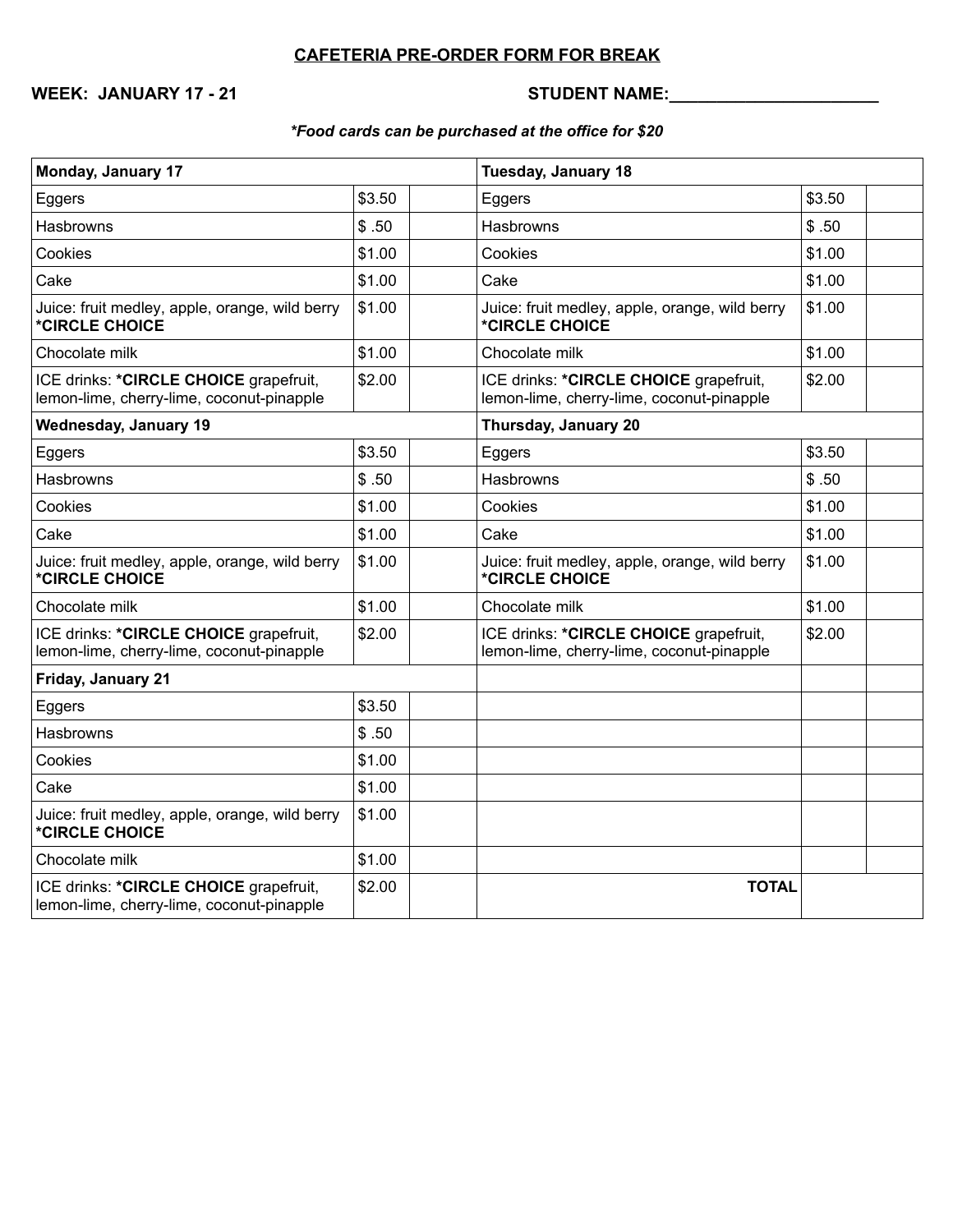**CAFETERIA PRE-ORDER FORM FOR BREAK**

**WEEK: JANUARY 17 - 21** **STUDENT NAME:______________________**

***Food cards can be purchased at the office for $20***

| | | | | | |
|---|---|---|---|---|---|
| **Monday, January 17** | | | **Tuesday, January 18** | | |
| Eggers | $3.50 | | Eggers | $3.50 | |
| Hasbrowns | $ .50 | | Hasbrowns | $ .50 | |
| Cookies | $1.00 | | Cookies | $1.00 | |
| Cake | $1.00 | | Cake | $1.00 | |
| Juice: fruit medley, apple, orange, wild berry **\*CIRCLE CHOICE** | $1.00 | | Juice: fruit medley, apple, orange, wild berry **\*CIRCLE CHOICE** | $1.00 | |
| Chocolate milk | $1.00 | | Chocolate milk | $1.00 | |
| ICE drinks: **\*CIRCLE CHOICE** grapefruit, lemon-lime, cherry-lime, coconut-pinapple | $2.00 | | ICE drinks: **\*CIRCLE CHOICE** grapefruit, lemon-lime, cherry-lime, coconut-pinapple | $2.00 | |
| **Wednesday, January 19** | | | **Thursday, January 20** | | |
| Eggers | $3.50 | | Eggers | $3.50 | |
| Hasbrowns | $ .50 | | Hasbrowns | $ .50 | |
| Cookies | $1.00 | | Cookies | $1.00 | |
| Cake | $1.00 | | Cake | $1.00 | |
| Juice: fruit medley, apple, orange, wild berry **\*CIRCLE CHOICE** | $1.00 | | Juice: fruit medley, apple, orange, wild berry **\*CIRCLE CHOICE** | $1.00 | |
| Chocolate milk | $1.00 | | Chocolate milk | $1.00 | |
| ICE drinks: **\*CIRCLE CHOICE** grapefruit, lemon-lime, cherry-lime, coconut-pinapple | $2.00 | | ICE drinks: **\*CIRCLE CHOICE** grapefruit, lemon-lime, cherry-lime, coconut-pinapple | $2.00 | |
| **Friday, January 21** | | | | | |
| Eggers | $3.50 | | | | |
| Hasbrowns | $ .50 | | | | |
| Cookies | $1.00 | | | | |
| Cake | $1.00 | | | | |
| Juice: fruit medley, apple, orange, wild berry **\*CIRCLE CHOICE** | $1.00 | | | | |
| Chocolate milk | $1.00 | | | | |
| ICE drinks: **\*CIRCLE CHOICE** grapefruit, lemon-lime, cherry-lime, coconut-pinapple | $2.00 | | **TOTAL** | | |